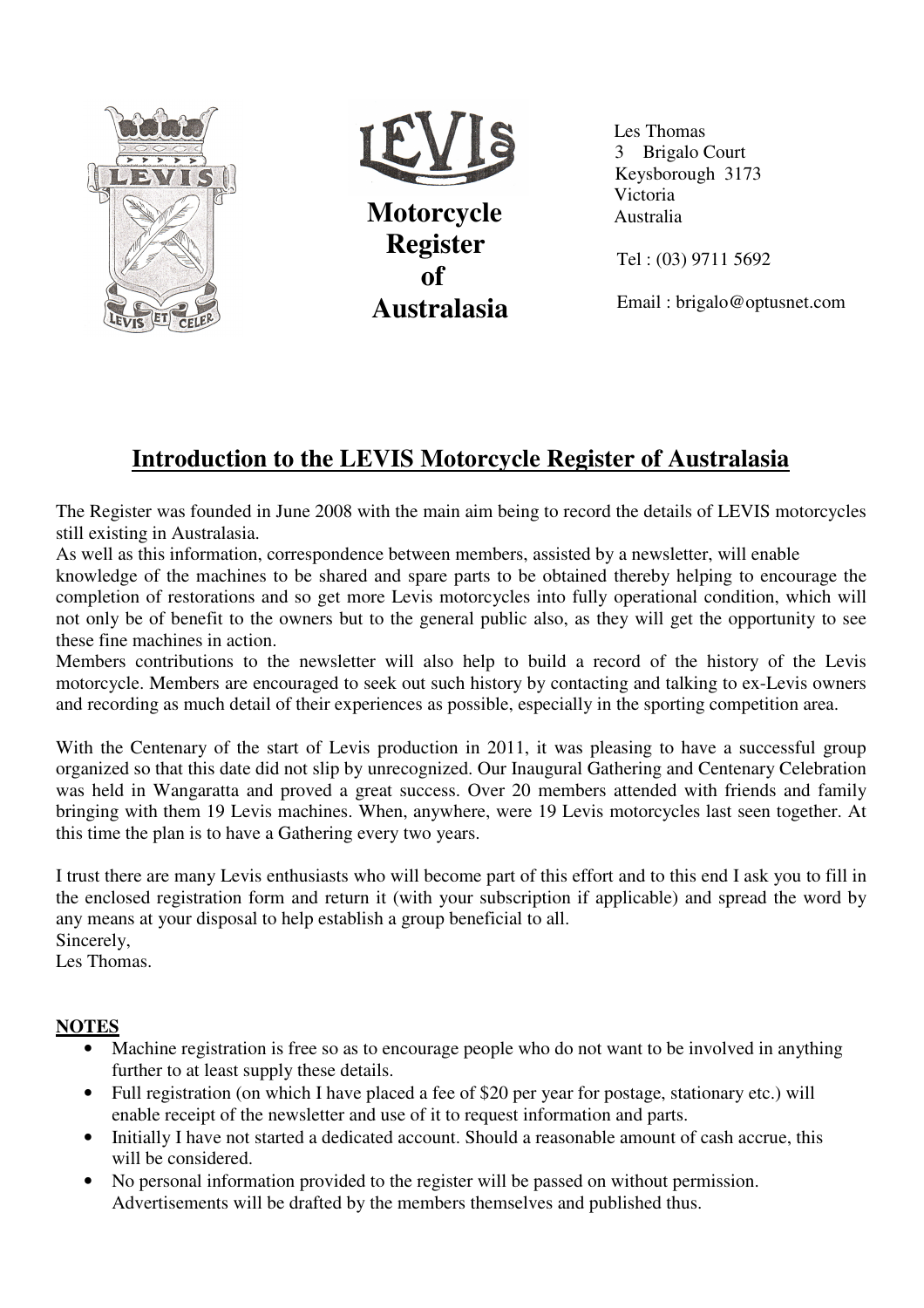**Motorcycle Register of Australasia**

Les Thomas
3 Brigalo Court
Keysborough 3173
Victoria
Australia

Tel : (03) 9711 5692

Email : brigalo@optusnet.com

# Introduction to the LEVIS Motorcycle Register of Australasia

The Register was founded in June 2008 with the main aim being to record the details of LEVIS motorcycles still existing in Australasia.

As well as this information, correspondence between members, assisted by a newsletter, will enable knowledge of the machines to be shared and spare parts to be obtained thereby helping to encourage the completion of restorations and so get more Levis motorcycles into fully operational condition, which will not only be of benefit to the owners but to the general public also, as they will get the opportunity to see these fine machines in action.

Members contributions to the newsletter will also help to build a record of the history of the Levis motorcycle. Members are encouraged to seek out such history by contacting and talking to ex-Levis owners and recording as much detail of their experiences as possible, especially in the sporting competition area.

With the Centenary of the start of Levis production in 2011, it was pleasing to have a successful group organized so that this date did not slip by unrecognized. Our Inaugural Gathering and Centenary Celebration was held in Wangaratta and proved a great success. Over 20 members attended with friends and family bringing with them 19 Levis machines. When, anywhere, were 19 Levis motorcycles last seen together. At this time the plan is to have a Gathering every two years.

I trust there are many Levis enthusiasts who will become part of this effort and to this end I ask you to fill in the enclosed registration form and return it (with your subscription if applicable) and spread the word by any means at your disposal to help establish a group beneficial to all.

Sincerely,
Les Thomas.

**NOTES**

- Machine registration is free so as to encourage people who do not want to be involved in anything further to at least supply these details.
- Full registration (on which I have placed a fee of $20 per year for postage, stationary etc.) will enable receipt of the newsletter and use of it to request information and parts.
- Initially I have not started a dedicated account. Should a reasonable amount of cash accrue, this will be considered.
- No personal information provided to the register will be passed on without permission. Advertisements will be drafted by the members themselves and published thus.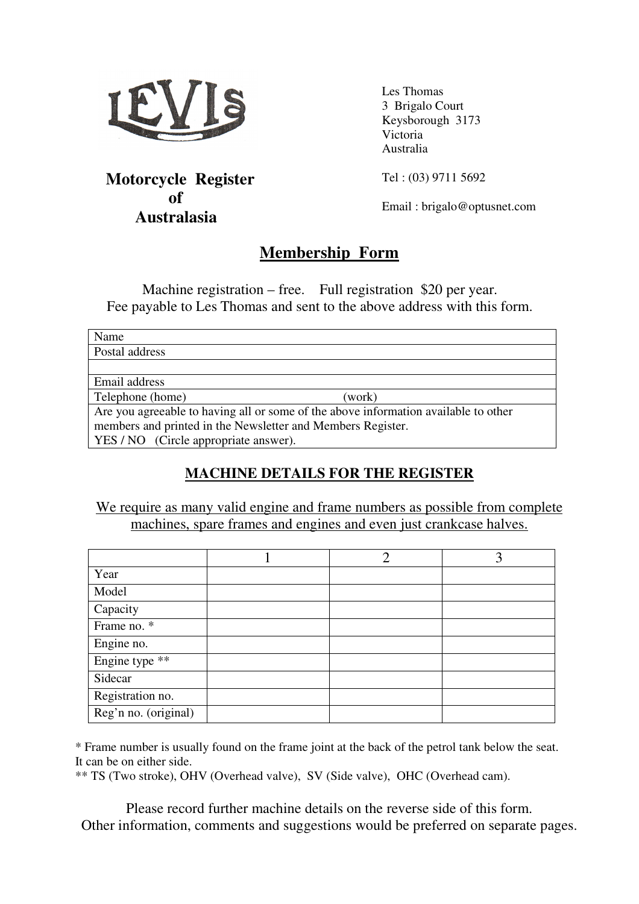LEVIS

**Motorcycle Register of Australasia**

Les Thomas
3 Brigalo Court
Keysborough 3173
Victoria
Australia

Tel : (03) 9711 5692

Email : brigalo@optusnet.com

## Membership Form

Machine registration – free. Full registration $20 per year.
Fee payable to Les Thomas and sent to the above address with this form.

| |
|---|
| Name |
| Postal address |
| |
| Email address |
| Telephone (home) (work) |
| Are you agreeable to having all or some of the above information available to other members and printed in the Newsletter and Members Register. YES / NO (Circle appropriate answer). |

### MACHINE DETAILS FOR THE REGISTER

We require as many valid engine and frame numbers as possible from complete machines, spare frames and engines and even just crankcase halves.

| | 1 | 2 | 3 |
|---|---|---|---|
| Year | | | |
| Model | | | |
| Capacity | | | |
| Frame no. * | | | |
| Engine no. | | | |
| Engine type ** | | | |
| Sidecar | | | |
| Registration no. | | | |
| Reg'n no. (original) | | | |

* Frame number is usually found on the frame joint at the back of the petrol tank below the seat. It can be on either side.
** TS (Two stroke), OHV (Overhead valve), SV (Side valve), OHC (Overhead cam).

Please record further machine details on the reverse side of this form.
Other information, comments and suggestions would be preferred on separate pages.